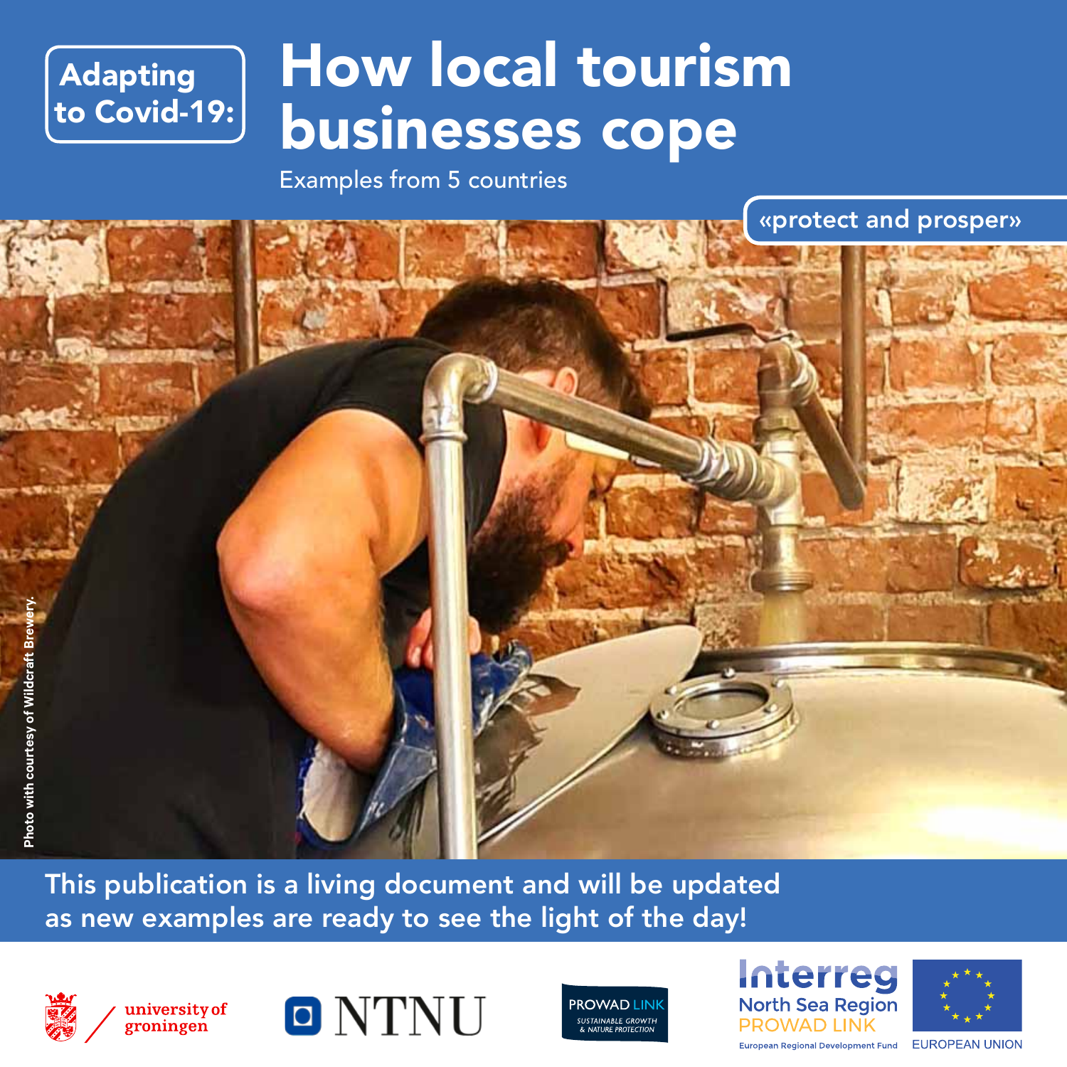Adapting to Covid-19:

# How local tourism businesses cope

Examples from 5 countries

«protect and prosper»

Photo with courtesy of Wildcraft Brewery.

This publication is a living document and will be updated as new examples are ready to see the light of the day!

university of groningen

NTNU

PROWAD LINK
SUSTAINABLE GROWTH & NATURE PROTECTION

Interreg
North Sea Region
PROWAD LINK
European Regional Development Fund

EUROPEAN UNION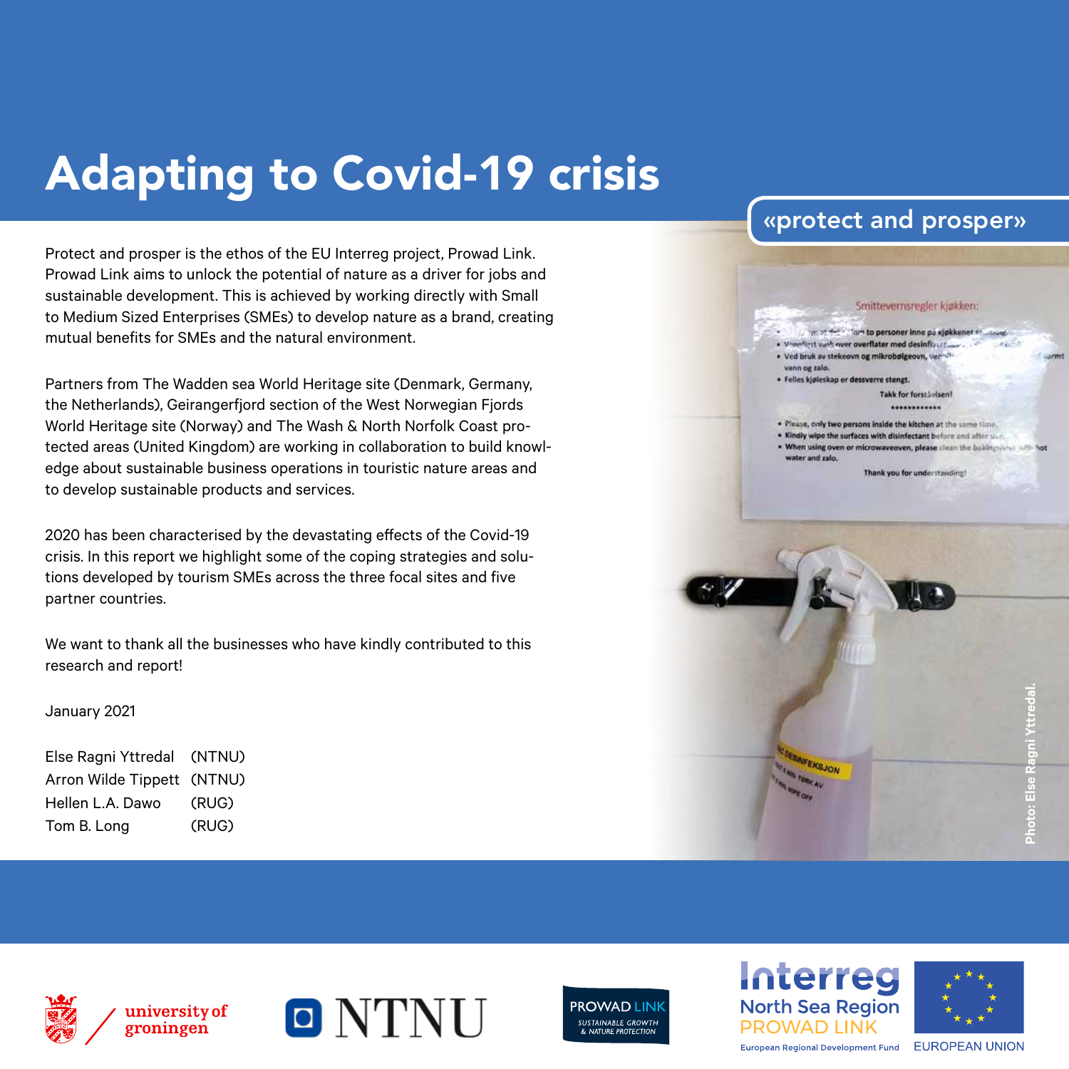# Adapting to Covid-19 crisis

«protect and prosper»

Protect and prosper is the ethos of the EU Interreg project, Prowad Link. Prowad Link aims to unlock the potential of nature as a driver for jobs and sustainable development. This is achieved by working directly with Small to Medium Sized Enterprises (SMEs) to develop nature as a brand, creating mutual benefits for SMEs and the natural environment.

Partners from The Wadden sea World Heritage site (Denmark, Germany, the Netherlands), Geirangerfjord section of the West Norwegian Fjords World Heritage site (Norway) and The Wash & North Norfolk Coast protected areas (United Kingdom) are working in collaboration to build knowledge about sustainable business operations in touristic nature areas and to develop sustainable products and services.

2020 has been characterised by the devastating effects of the Covid-19 crisis. In this report we highlight some of the coping strategies and solutions developed by tourism SMEs across the three focal sites and five partner countries.

We want to thank all the businesses who have kindly contributed to this research and report!

January 2021

Else Ragni Yttredal (NTNU)
Arron Wilde Tippett (NTNU)
Hellen L.A. Dawo (RUG)
Tom B. Long (RUG)

Photo: Else Ragni Yttredal.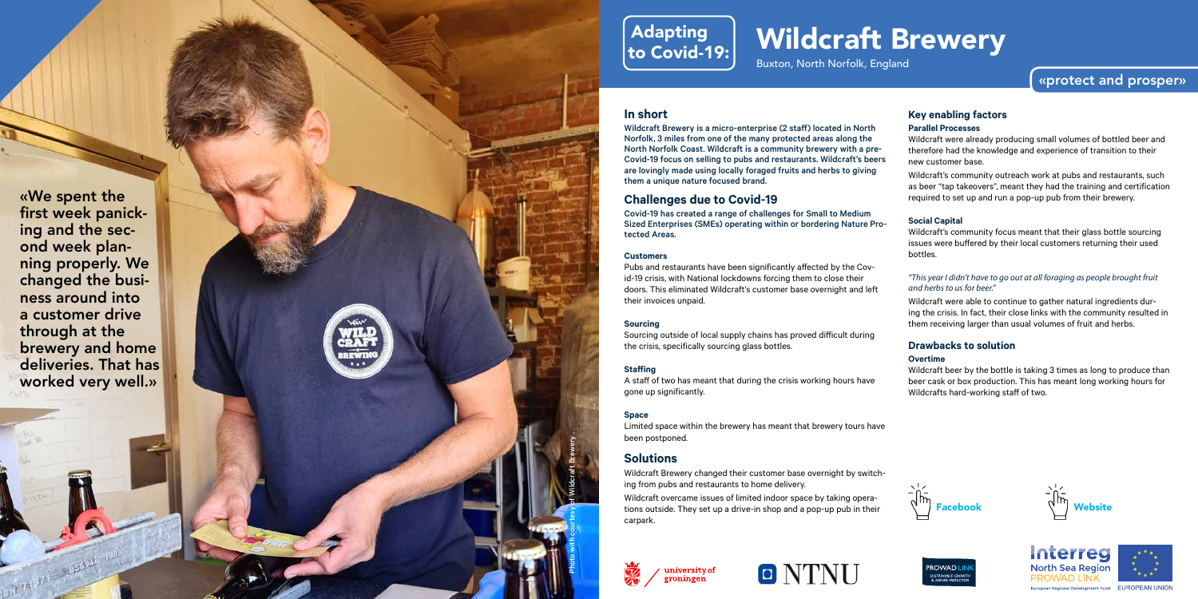«We spent the first week panicking and the second week planning properly. We changed the business around into a customer drive through at the brewery and home deliveries. That has worked very well.»

Photo with courtesy of Wildcraft Brewery

Adapting to Covid-19:

# Wildcraft Brewery

Buxton, North Norfolk, England

«protect and prosper»

## In short

Wildcraft Brewery is a micro-enterprise (2 staff) located in North Norfolk, 3 miles from one of the many protected areas along the North Norfolk Coast. Wildcraft is a community brewery with a pre-Covid-19 focus on selling to pubs and restaurants. Wildcraft's beers are lovingly made using locally foraged fruits and herbs to giving them a unique nature focused brand.

## Challenges due to Covid-19

Covid-19 has created a range of challenges for Small to Medium Sized Enterprises (SMEs) operating within or bordering Nature Protected Areas.

**Customers**

Pubs and restaurants have been significantly affected by the Covid-19 crisis, with National lockdowns forcing them to close their doors. This eliminated Wildcraft's customer base overnight and left their invoices unpaid.

**Sourcing**

Sourcing outside of local supply chains has proved difficult during the crisis, specifically sourcing glass bottles.

**Staffing**

A staff of two has meant that during the crisis working hours have gone up significantly.

**Space**

Limited space within the brewery has meant that brewery tours have been postponed.

## Solutions

Wildcraft Brewery changed their customer base overnight by switching from pubs and restaurants to home delivery.

Wildcraft overcame issues of limited indoor space by taking operations outside. They set up a drive-in shop and a pop-up pub in their carpark.

## Key enabling factors

**Parallel Processes**

Wildcraft were already producing small volumes of bottled beer and therefore had the knowledge and experience of transition to their new customer base.

Wildcraft's community outreach work at pubs and restaurants, such as beer "tap takeovers", meant they had the training and certification required to set up and run a pop-up pub from their brewery.

**Social Capital**

Wildcraft's community focus meant that their glass bottle sourcing issues were buffered by their local customers returning their used bottles.

*"This year I didn't have to go out at all foraging as people brought fruit and herbs to us for beer."*

Wildcraft were able to continue to gather natural ingredients during the crisis. In fact, their close links with the community resulted in them receiving larger than usual volumes of fruit and herbs.

## Drawbacks to solution

**Overtime**

Wildcraft beer by the bottle is taking 3 times as long to produce than beer cask or box production. This has meant long working hours for Wildcrafts hard-working staff of two.

Facebook

Website

university of groningen

NTNU

PROWAD LINK

Interreg North Sea Region PROWAD LINK

European Regional Development Fund EUROPEAN UNION